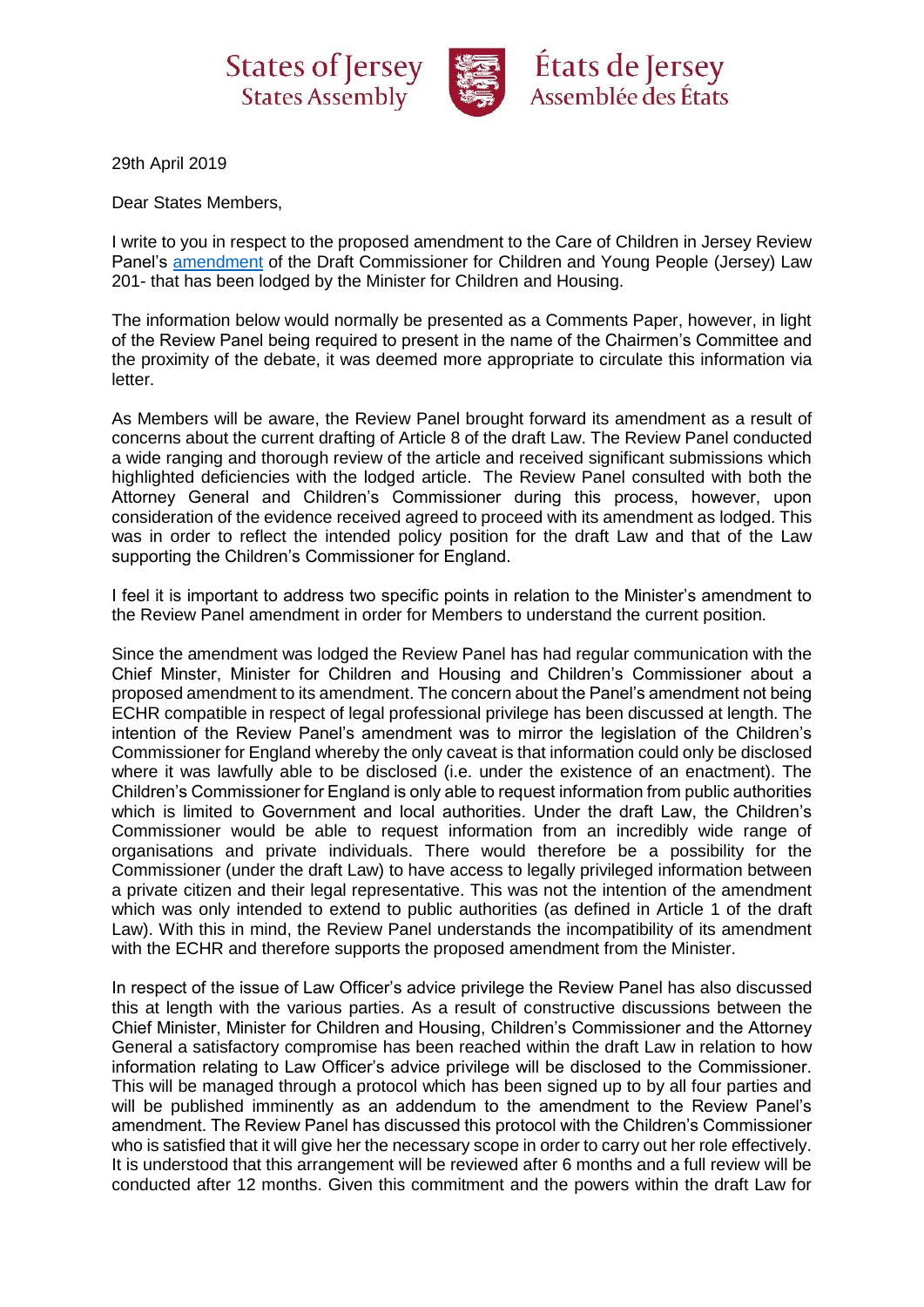States of Jersey
States Assembly

États de Jersey
Assemblée des États

29th April 2019

Dear States Members,

I write to you in respect to the proposed amendment to the Care of Children in Jersey Review Panel's amendment of the Draft Commissioner for Children and Young People (Jersey) Law 201- that has been lodged by the Minister for Children and Housing.

The information below would normally be presented as a Comments Paper, however, in light of the Review Panel being required to present in the name of the Chairmen's Committee and the proximity of the debate, it was deemed more appropriate to circulate this information via letter.

As Members will be aware, the Review Panel brought forward its amendment as a result of concerns about the current drafting of Article 8 of the draft Law. The Review Panel conducted a wide ranging and thorough review of the article and received significant submissions which highlighted deficiencies with the lodged article. The Review Panel consulted with both the Attorney General and Children's Commissioner during this process, however, upon consideration of the evidence received agreed to proceed with its amendment as lodged. This was in order to reflect the intended policy position for the draft Law and that of the Law supporting the Children's Commissioner for England.

I feel it is important to address two specific points in relation to the Minister's amendment to the Review Panel amendment in order for Members to understand the current position.

Since the amendment was lodged the Review Panel has had regular communication with the Chief Minister, Minister for Children and Housing and Children's Commissioner about a proposed amendment to its amendment. The concern about the Panel's amendment not being ECHR compatible in respect of legal professional privilege has been discussed at length. The intention of the Review Panel's amendment was to mirror the legislation of the Children's Commissioner for England whereby the only caveat is that information could only be disclosed where it was lawfully able to be disclosed (i.e. under the existence of an enactment). The Children's Commissioner for England is only able to request information from public authorities which is limited to Government and local authorities. Under the draft Law, the Children's Commissioner would be able to request information from an incredibly wide range of organisations and private individuals. There would therefore be a possibility for the Commissioner (under the draft Law) to have access to legally privileged information between a private citizen and their legal representative. This was not the intention of the amendment which was only intended to extend to public authorities (as defined in Article 1 of the draft Law). With this in mind, the Review Panel understands the incompatibility of its amendment with the ECHR and therefore supports the proposed amendment from the Minister.

In respect of the issue of Law Officer's advice privilege the Review Panel has also discussed this at length with the various parties. As a result of constructive discussions between the Chief Minister, Minister for Children and Housing, Children's Commissioner and the Attorney General a satisfactory compromise has been reached within the draft Law in relation to how information relating to Law Officer's advice privilege will be disclosed to the Commissioner. This will be managed through a protocol which has been signed up to by all four parties and will be published imminently as an addendum to the amendment to the Review Panel's amendment. The Review Panel has discussed this protocol with the Children's Commissioner who is satisfied that it will give her the necessary scope in order to carry out her role effectively. It is understood that this arrangement will be reviewed after 6 months and a full review will be conducted after 12 months. Given this commitment and the powers within the draft Law for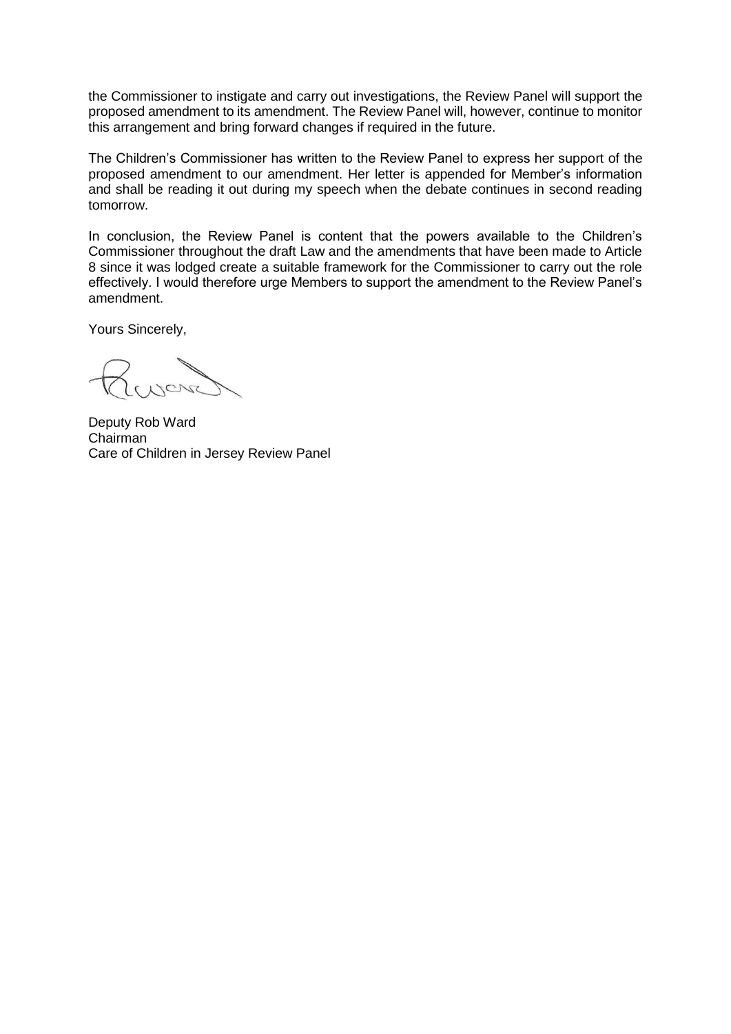the Commissioner to instigate and carry out investigations, the Review Panel will support the proposed amendment to its amendment. The Review Panel will, however, continue to monitor this arrangement and bring forward changes if required in the future.

The Children's Commissioner has written to the Review Panel to express her support of the proposed amendment to our amendment. Her letter is appended for Member's information and shall be reading it out during my speech when the debate continues in second reading tomorrow.

In conclusion, the Review Panel is content that the powers available to the Children's Commissioner throughout the draft Law and the amendments that have been made to Article 8 since it was lodged create a suitable framework for the Commissioner to carry out the role effectively. I would therefore urge Members to support the amendment to the Review Panel's amendment.

Yours Sincerely,

Deputy Rob Ward
Chairman
Care of Children in Jersey Review Panel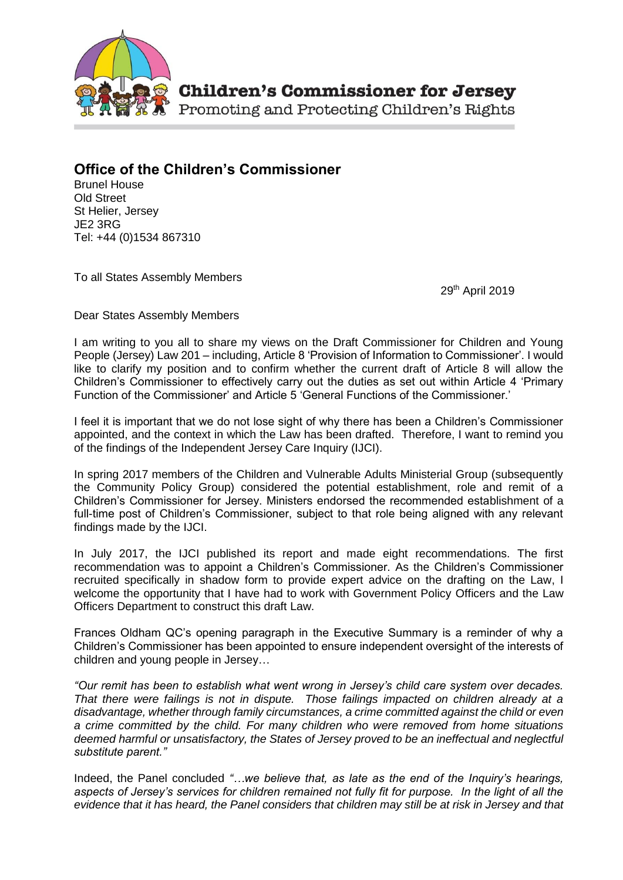**Children's Commissioner for Jersey**
Promoting and Protecting Children's Rights

## Office of the Children's Commissioner

Brunel House
Old Street
St Helier, Jersey
JE2 3RG
Tel: +44 (0)1534 867310

To all States Assembly Members

29th April 2019

Dear States Assembly Members

I am writing to you all to share my views on the Draft Commissioner for Children and Young People (Jersey) Law 201 – including, Article 8 'Provision of Information to Commissioner'. I would like to clarify my position and to confirm whether the current draft of Article 8 will allow the Children's Commissioner to effectively carry out the duties as set out within Article 4 'Primary Function of the Commissioner' and Article 5 'General Functions of the Commissioner.'

I feel it is important that we do not lose sight of why there has been a Children's Commissioner appointed, and the context in which the Law has been drafted. Therefore, I want to remind you of the findings of the Independent Jersey Care Inquiry (IJCI).

In spring 2017 members of the Children and Vulnerable Adults Ministerial Group (subsequently the Community Policy Group) considered the potential establishment, role and remit of a Children's Commissioner for Jersey. Ministers endorsed the recommended establishment of a full-time post of Children's Commissioner, subject to that role being aligned with any relevant findings made by the IJCI.

In July 2017, the IJCI published its report and made eight recommendations. The first recommendation was to appoint a Children's Commissioner. As the Children's Commissioner recruited specifically in shadow form to provide expert advice on the drafting on the Law, I welcome the opportunity that I have had to work with Government Policy Officers and the Law Officers Department to construct this draft Law.

Frances Oldham QC's opening paragraph in the Executive Summary is a reminder of why a Children's Commissioner has been appointed to ensure independent oversight of the interests of children and young people in Jersey…

*"Our remit has been to establish what went wrong in Jersey's child care system over decades. That there were failings is not in dispute. Those failings impacted on children already at a disadvantage, whether through family circumstances, a crime committed against the child or even a crime committed by the child. For many children who were removed from home situations deemed harmful or unsatisfactory, the States of Jersey proved to be an ineffectual and neglectful substitute parent."*

Indeed, the Panel concluded *"…we believe that, as late as the end of the Inquiry's hearings, aspects of Jersey's services for children remained not fully fit for purpose. In the light of all the evidence that it has heard, the Panel considers that children may still be at risk in Jersey and that*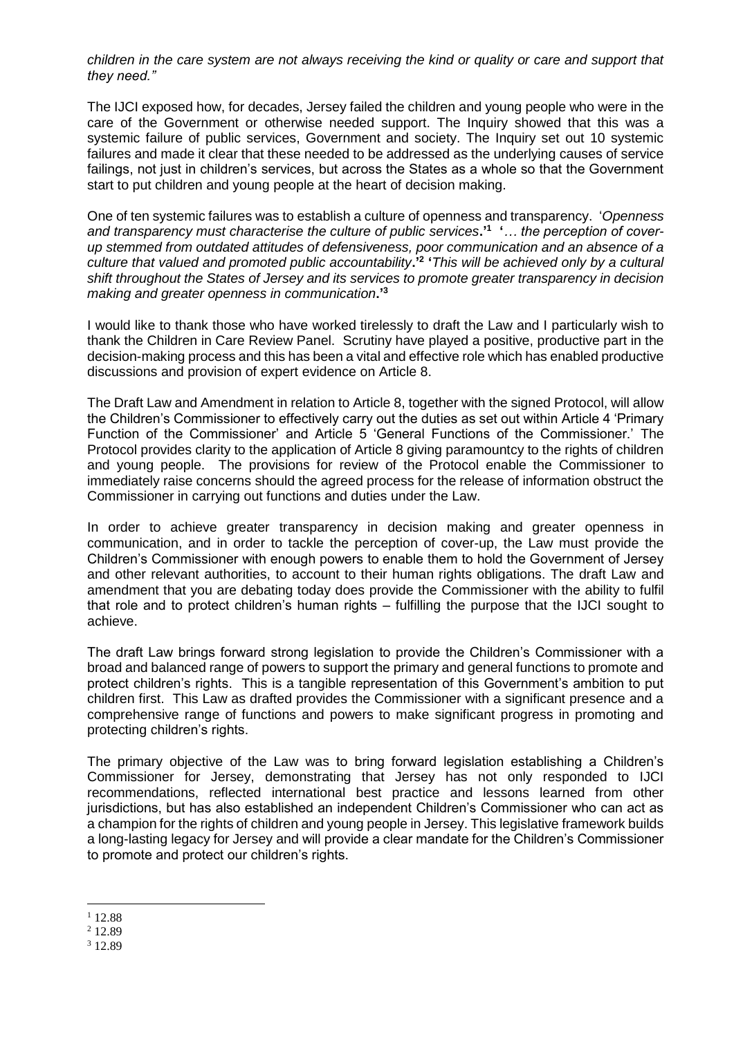*children in the care system are not always receiving the kind or quality or care and support that they need."*

The IJCI exposed how, for decades, Jersey failed the children and young people who were in the care of the Government or otherwise needed support. The Inquiry showed that this was a systemic failure of public services, Government and society. The Inquiry set out 10 systemic failures and made it clear that these needed to be addressed as the underlying causes of service failings, not just in children's services, but across the States as a whole so that the Government start to put children and young people at the heart of decision making.

One of ten systemic failures was to establish a culture of openness and transparency. '*Openness and transparency must characterise the culture of public services*.'[1] '*… the perception of cover-up stemmed from outdated attitudes of defensiveness, poor communication and an absence of a culture that valued and promoted public accountability*.'[2] '*This will be achieved only by a cultural shift throughout the States of Jersey and its services to promote greater transparency in decision making and greater openness in communication*.'[3]

I would like to thank those who have worked tirelessly to draft the Law and I particularly wish to thank the Children in Care Review Panel. Scrutiny have played a positive, productive part in the decision-making process and this has been a vital and effective role which has enabled productive discussions and provision of expert evidence on Article 8.

The Draft Law and Amendment in relation to Article 8, together with the signed Protocol, will allow the Children's Commissioner to effectively carry out the duties as set out within Article 4 'Primary Function of the Commissioner' and Article 5 'General Functions of the Commissioner.' The Protocol provides clarity to the application of Article 8 giving paramountcy to the rights of children and young people. The provisions for review of the Protocol enable the Commissioner to immediately raise concerns should the agreed process for the release of information obstruct the Commissioner in carrying out functions and duties under the Law.

In order to achieve greater transparency in decision making and greater openness in communication, and in order to tackle the perception of cover-up, the Law must provide the Children's Commissioner with enough powers to enable them to hold the Government of Jersey and other relevant authorities, to account to their human rights obligations. The draft Law and amendment that you are debating today does provide the Commissioner with the ability to fulfil that role and to protect children's human rights – fulfilling the purpose that the IJCI sought to achieve.

The draft Law brings forward strong legislation to provide the Children's Commissioner with a broad and balanced range of powers to support the primary and general functions to promote and protect children's rights. This is a tangible representation of this Government's ambition to put children first. This Law as drafted provides the Commissioner with a significant presence and a comprehensive range of functions and powers to make significant progress in promoting and protecting children's rights.

The primary objective of the Law was to bring forward legislation establishing a Children's Commissioner for Jersey, demonstrating that Jersey has not only responded to IJCI recommendations, reflected international best practice and lessons learned from other jurisdictions, but has also established an independent Children's Commissioner who can act as a champion for the rights of children and young people in Jersey. This legislative framework builds a long-lasting legacy for Jersey and will provide a clear mandate for the Children's Commissioner to promote and protect our children's rights.

---

[1] 12.88

[2] 12.89

[3] 12.89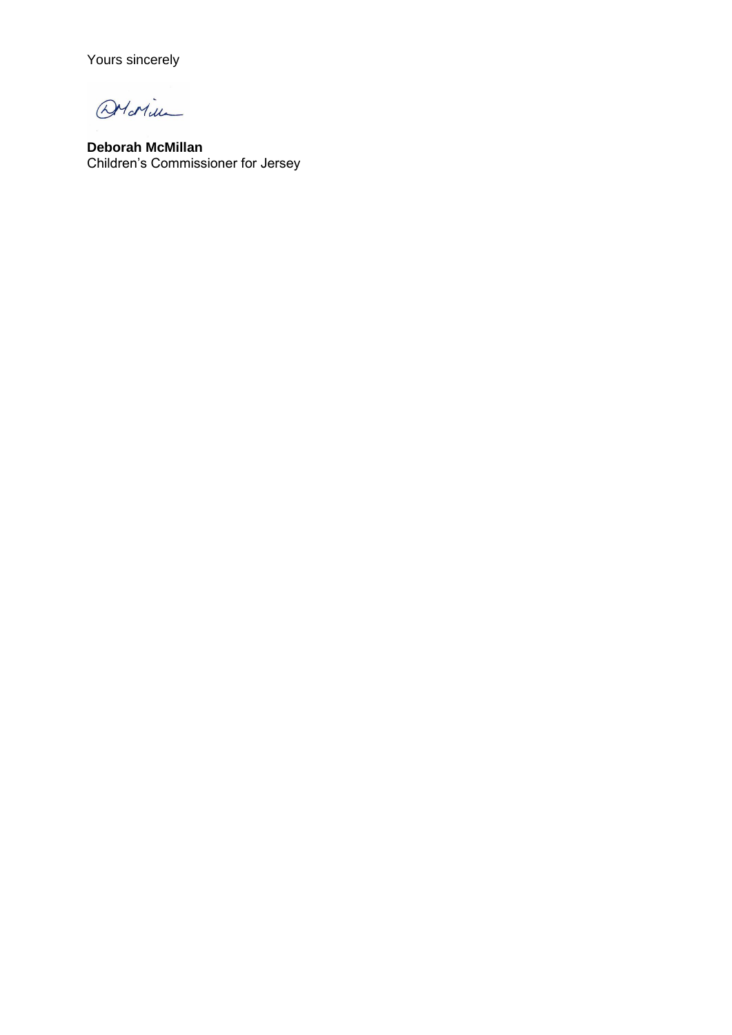Yours sincerely

**Deborah McMillan**
Children's Commissioner for Jersey